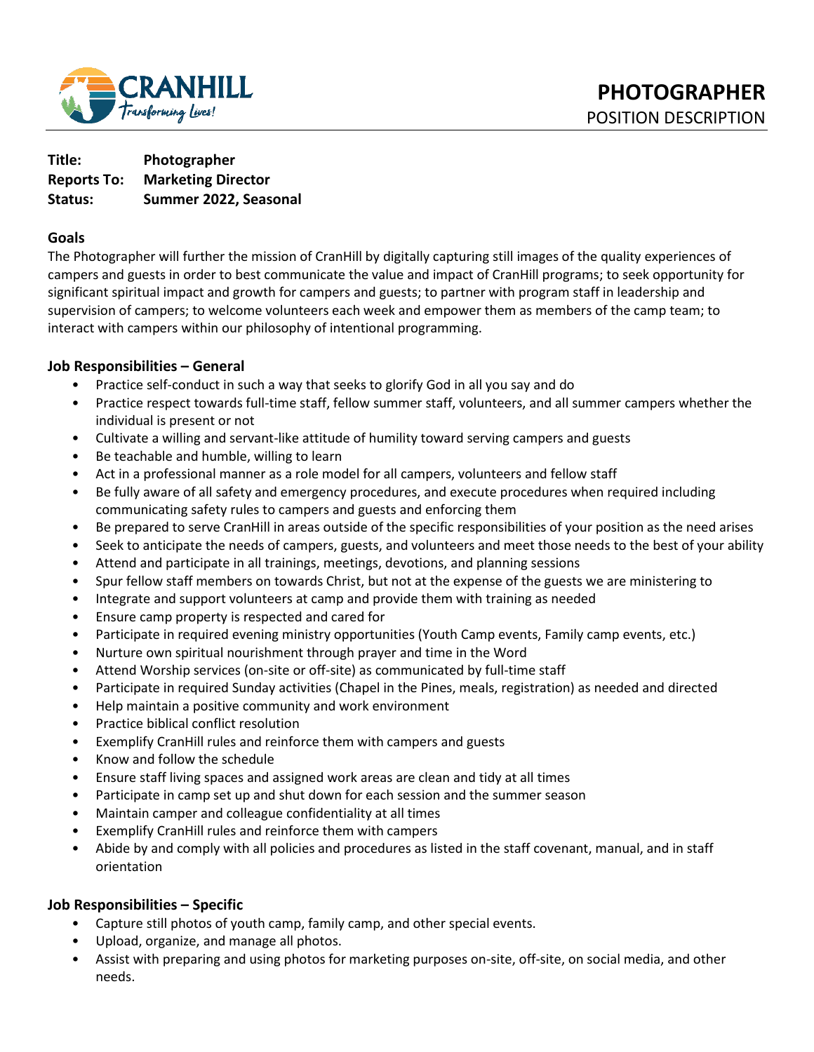# PHOTOGRAPHER

POSITION DESCRIPTION

**Title:** **Photographer**
**Reports To:** **Marketing Director**
**Status:** **Summer 2022, Seasonal**

## Goals

The Photographer will further the mission of CranHill by digitally capturing still images of the quality experiences of campers and guests in order to best communicate the value and impact of CranHill programs; to seek opportunity for significant spiritual impact and growth for campers and guests; to partner with program staff in leadership and supervision of campers; to welcome volunteers each week and empower them as members of the camp team; to interact with campers within our philosophy of intentional programming.

## Job Responsibilities – General

- Practice self-conduct in such a way that seeks to glorify God in all you say and do
- Practice respect towards full-time staff, fellow summer staff, volunteers, and all summer campers whether the individual is present or not
- Cultivate a willing and servant-like attitude of humility toward serving campers and guests
- Be teachable and humble, willing to learn
- Act in a professional manner as a role model for all campers, volunteers and fellow staff
- Be fully aware of all safety and emergency procedures, and execute procedures when required including communicating safety rules to campers and guests and enforcing them
- Be prepared to serve CranHill in areas outside of the specific responsibilities of your position as the need arises
- Seek to anticipate the needs of campers, guests, and volunteers and meet those needs to the best of your ability
- Attend and participate in all trainings, meetings, devotions, and planning sessions
- Spur fellow staff members on towards Christ, but not at the expense of the guests we are ministering to
- Integrate and support volunteers at camp and provide them with training as needed
- Ensure camp property is respected and cared for
- Participate in required evening ministry opportunities (Youth Camp events, Family camp events, etc.)
- Nurture own spiritual nourishment through prayer and time in the Word
- Attend Worship services (on-site or off-site) as communicated by full-time staff
- Participate in required Sunday activities (Chapel in the Pines, meals, registration) as needed and directed
- Help maintain a positive community and work environment
- Practice biblical conflict resolution
- Exemplify CranHill rules and reinforce them with campers and guests
- Know and follow the schedule
- Ensure staff living spaces and assigned work areas are clean and tidy at all times
- Participate in camp set up and shut down for each session and the summer season
- Maintain camper and colleague confidentiality at all times
- Exemplify CranHill rules and reinforce them with campers
- Abide by and comply with all policies and procedures as listed in the staff covenant, manual, and in staff orientation

## Job Responsibilities – Specific

- Capture still photos of youth camp, family camp, and other special events.
- Upload, organize, and manage all photos.
- Assist with preparing and using photos for marketing purposes on-site, off-site, on social media, and other needs.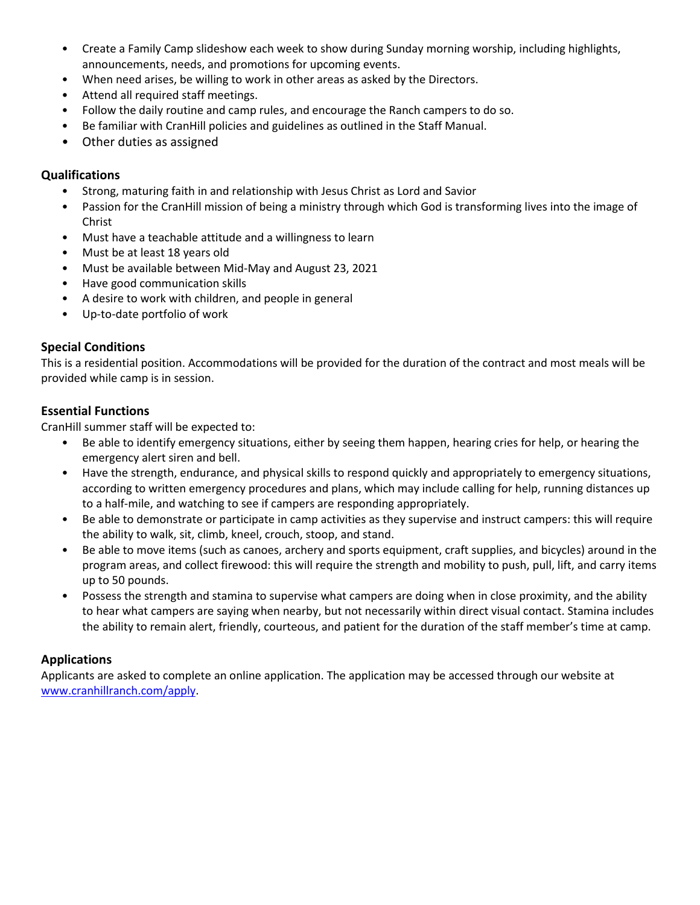- Create a Family Camp slideshow each week to show during Sunday morning worship, including highlights, announcements, needs, and promotions for upcoming events.
- When need arises, be willing to work in other areas as asked by the Directors.
- Attend all required staff meetings.
- Follow the daily routine and camp rules, and encourage the Ranch campers to do so.
- Be familiar with CranHill policies and guidelines as outlined in the Staff Manual.
- Other duties as assigned

### Qualifications

- Strong, maturing faith in and relationship with Jesus Christ as Lord and Savior
- Passion for the CranHill mission of being a ministry through which God is transforming lives into the image of Christ
- Must have a teachable attitude and a willingness to learn
- Must be at least 18 years old
- Must be available between Mid-May and August 23, 2021
- Have good communication skills
- A desire to work with children, and people in general
- Up-to-date portfolio of work

### Special Conditions

This is a residential position. Accommodations will be provided for the duration of the contract and most meals will be provided while camp is in session.

### Essential Functions

CranHill summer staff will be expected to:

- Be able to identify emergency situations, either by seeing them happen, hearing cries for help, or hearing the emergency alert siren and bell.
- Have the strength, endurance, and physical skills to respond quickly and appropriately to emergency situations, according to written emergency procedures and plans, which may include calling for help, running distances up to a half-mile, and watching to see if campers are responding appropriately.
- Be able to demonstrate or participate in camp activities as they supervise and instruct campers: this will require the ability to walk, sit, climb, kneel, crouch, stoop, and stand.
- Be able to move items (such as canoes, archery and sports equipment, craft supplies, and bicycles) around in the program areas, and collect firewood: this will require the strength and mobility to push, pull, lift, and carry items up to 50 pounds.
- Possess the strength and stamina to supervise what campers are doing when in close proximity, and the ability to hear what campers are saying when nearby, but not necessarily within direct visual contact. Stamina includes the ability to remain alert, friendly, courteous, and patient for the duration of the staff member's time at camp.

### Applications

Applicants are asked to complete an online application. The application may be accessed through our website at [www.cranhillranch.com/apply](http://www.cranhillranch.com/apply).